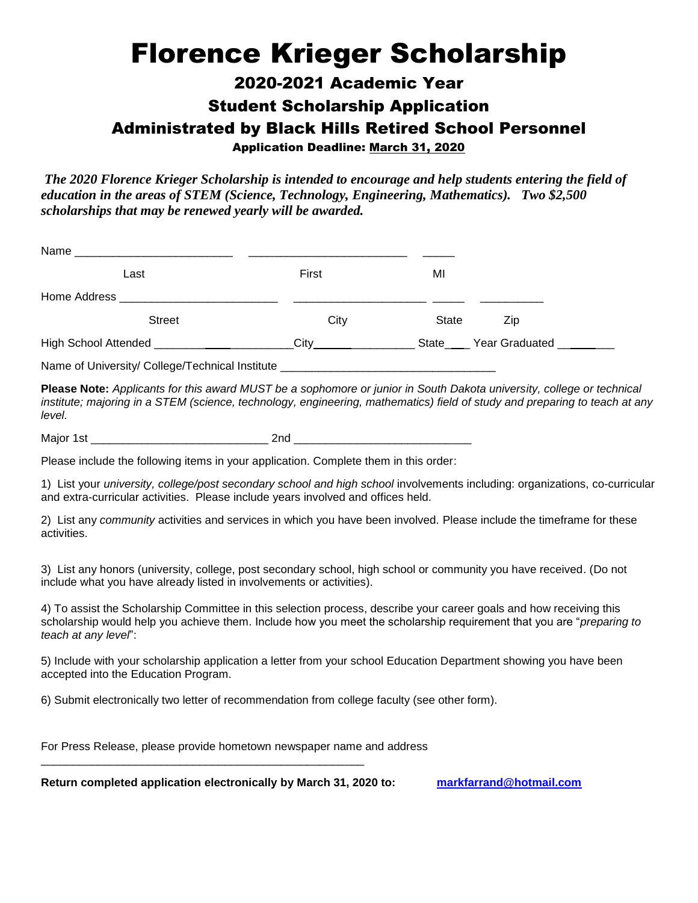# Florence Krieger Scholarship

## 2020-2021 Academic Year

## Student Scholarship Application

## Administrated by Black Hills Retired School Personnel

**Application Deadline: March 31, 2020**

***The 2020 Florence Krieger Scholarship is intended to encourage and help students entering the field of education in the areas of STEM (Science, Technology, Engineering, Mathematics). Two $2,500 scholarships that may be renewed yearly will be awarded.***

Name _________________________ _________________________ _____

Last First MI

Home Address ________________________ ____________________ _____ __________

Street City State Zip

High School Attended ____________________City_________________ State____ Year Graduated ________

Name of University/ College/Technical Institute _________________________________

**Please Note:** *Applicants for this award MUST be a sophomore or junior in South Dakota university, college or technical institute; majoring in a STEM (science, technology, engineering, mathematics) field of study and preparing to teach at any level.*

Major 1st ____________________________ 2nd ____________________________

Please include the following items in your application. Complete them in this order:

1) List your *university, college/post secondary school and high school* involvements including: organizations, co-curricular and extra-curricular activities. Please include years involved and offices held.

2) List any *community* activities and services in which you have been involved. Please include the timeframe for these activities.

3) List any honors (university, college, post secondary school, high school or community you have received. (Do not include what you have already listed in involvements or activities).

4) To assist the Scholarship Committee in this selection process, describe your career goals and how receiving this scholarship would help you achieve them. Include how you meet the scholarship requirement that you are "*preparing to teach at any level*":

5) Include with your scholarship application a letter from your school Education Department showing you have been accepted into the Education Program.

6) Submit electronically two letter of recommendation from college faculty (see other form).

For Press Release, please provide hometown newspaper name and address

_____________________________________________________

**Return completed application electronically by March 31, 2020 to:** markfarrand@hotmail.com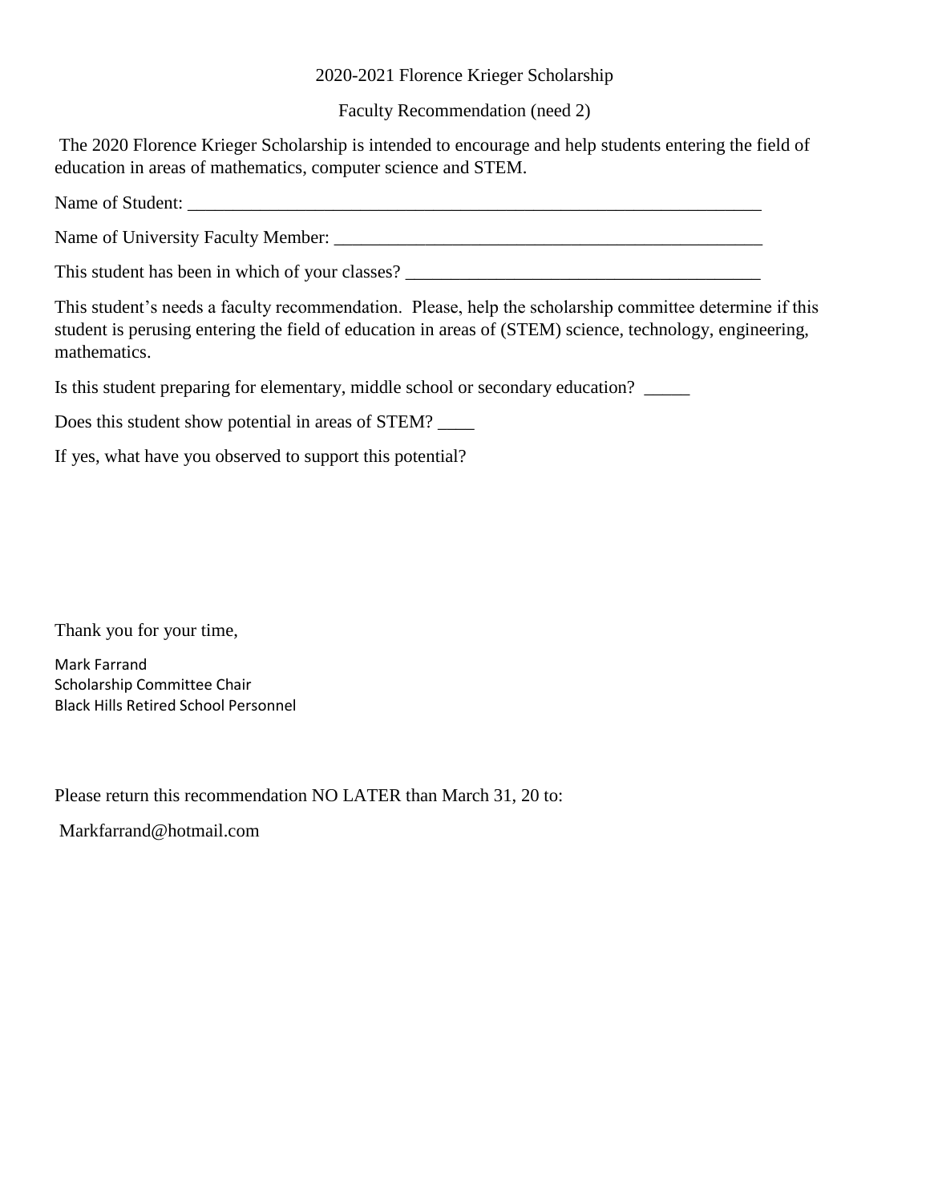2020-2021 Florence Krieger Scholarship

Faculty Recommendation (need 2)

The 2020 Florence Krieger Scholarship is intended to encourage and help students entering the field of education in areas of mathematics, computer science and STEM.

Name of Student: _______________________________________________________________

Name of University Faculty Member: ______________________________________________

This student has been in which of your classes? ______________________________________

This student's needs a faculty recommendation. Please, help the scholarship committee determine if this student is perusing entering the field of education in areas of (STEM) science, technology, engineering, mathematics.

Is this student preparing for elementary, middle school or secondary education? _____

Does this student show potential in areas of STEM? ____

If yes, what have you observed to support this potential?

Thank you for your time,

Mark Farrand
Scholarship Committee Chair
Black Hills Retired School Personnel

Please return this recommendation NO LATER than March 31, 20 to:

Markfarrand@hotmail.com